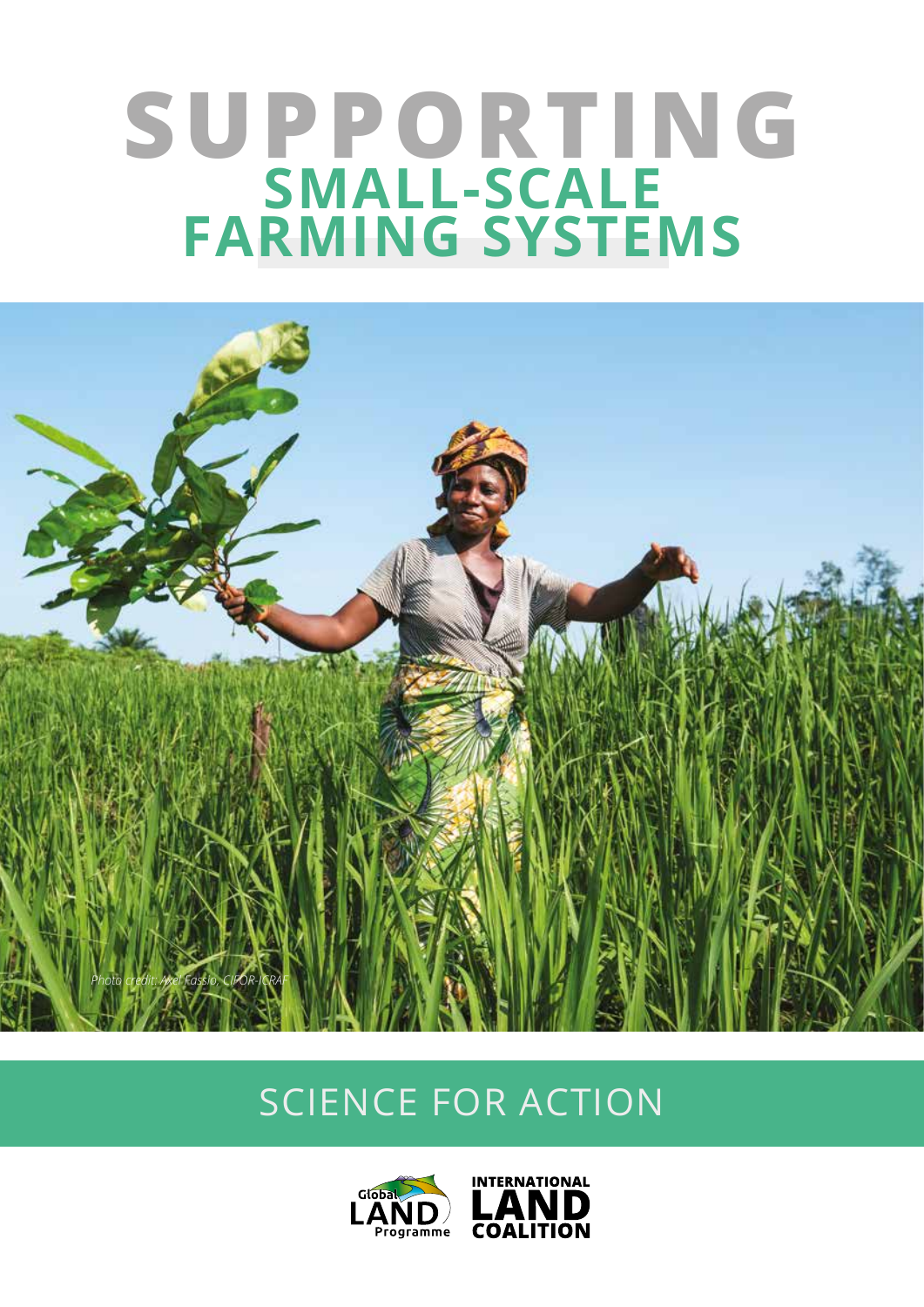# SUPPORTING SMALL-SCALE FARMING SYSTEMS

*Photo credit: Axel Fassio, CIFOR-ICRAF*

SCIENCE FOR ACTION

Global LAND Programme

INTERNATIONAL LAND COALITION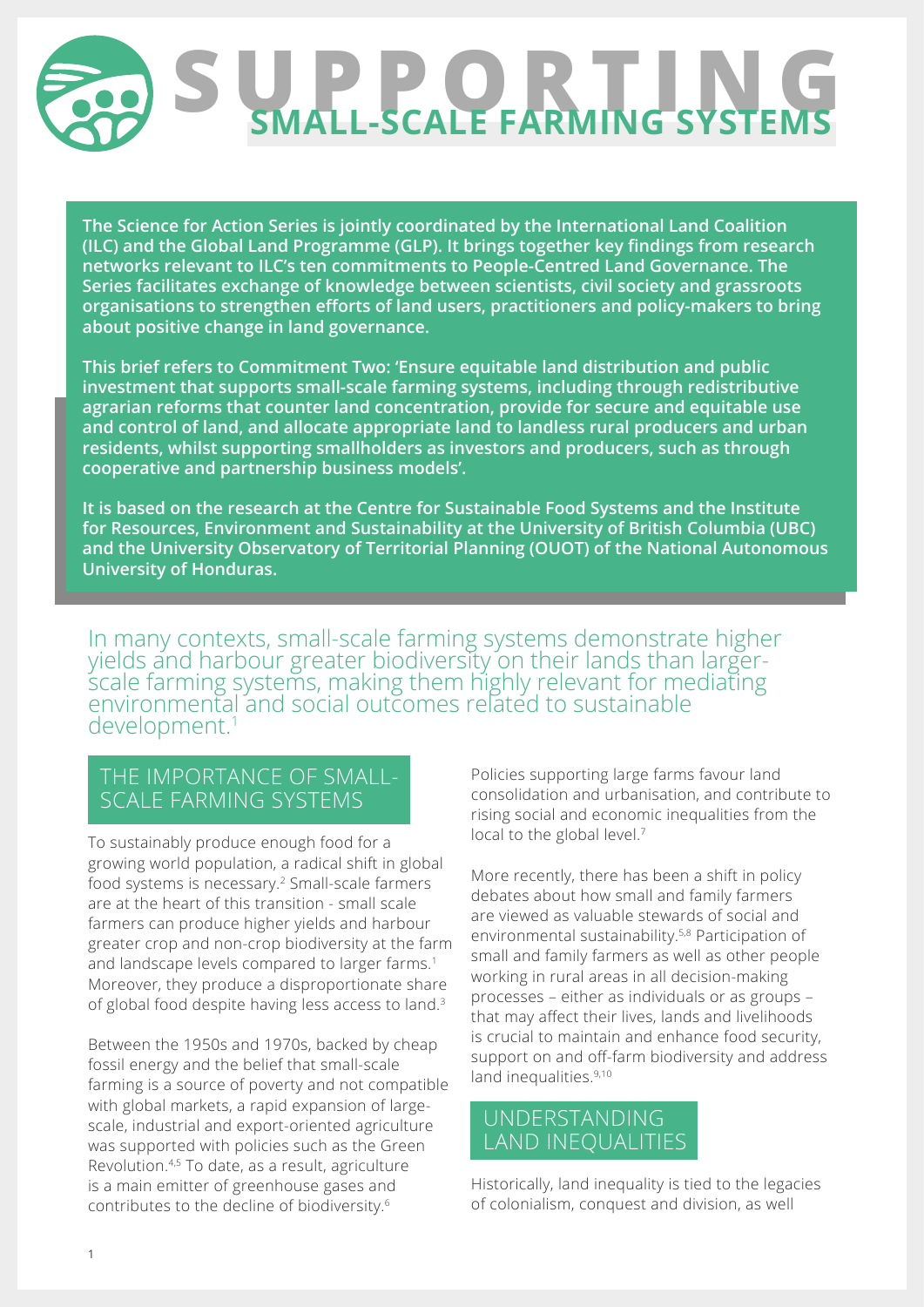# SUPPORTING SMALL-SCALE FARMING SYSTEMS

**The Science for Action Series is jointly coordinated by the International Land Coalition (ILC) and the Global Land Programme (GLP). It brings together key findings from research networks relevant to ILC's ten commitments to People-Centred Land Governance. The Series facilitates exchange of knowledge between scientists, civil society and grassroots organisations to strengthen efforts of land users, practitioners and policy-makers to bring about positive change in land governance.**

**This brief refers to Commitment Two: 'Ensure equitable land distribution and public investment that supports small-scale farming systems, including through redistributive agrarian reforms that counter land concentration, provide for secure and equitable use and control of land, and allocate appropriate land to landless rural producers and urban residents, whilst supporting smallholders as investors and producers, such as through cooperative and partnership business models'.**

**It is based on the research at the Centre for Sustainable Food Systems and the Institute for Resources, Environment and Sustainability at the University of British Columbia (UBC) and the University Observatory of Territorial Planning (OUOT) of the National Autonomous University of Honduras.**

In many contexts, small-scale farming systems demonstrate higher yields and harbour greater biodiversity on their lands than larger-scale farming systems, making them highly relevant for mediating environmental and social outcomes related to sustainable development.[1]

## THE IMPORTANCE OF SMALL-SCALE FARMING SYSTEMS

To sustainably produce enough food for a growing world population, a radical shift in global food systems is necessary.[2] Small-scale farmers are at the heart of this transition - small scale farmers can produce higher yields and harbour greater crop and non-crop biodiversity at the farm and landscape levels compared to larger farms.[1] Moreover, they produce a disproportionate share of global food despite having less access to land.[3]

Between the 1950s and 1970s, backed by cheap fossil energy and the belief that small-scale farming is a source of poverty and not compatible with global markets, a rapid expansion of large-scale, industrial and export-oriented agriculture was supported with policies such as the Green Revolution.[4,5] To date, as a result, agriculture is a main emitter of greenhouse gases and contributes to the decline of biodiversity.[6]

Policies supporting large farms favour land consolidation and urbanisation, and contribute to rising social and economic inequalities from the local to the global level.[7]

More recently, there has been a shift in policy debates about how small and family farmers are viewed as valuable stewards of social and environmental sustainability.[5,8] Participation of small and family farmers as well as other people working in rural areas in all decision-making processes – either as individuals or as groups – that may affect their lives, lands and livelihoods is crucial to maintain and enhance food security, support on and off-farm biodiversity and address land inequalities.[9,10]

## UNDERSTANDING LAND INEQUALITIES

Historically, land inequality is tied to the legacies of colonialism, conquest and division, as well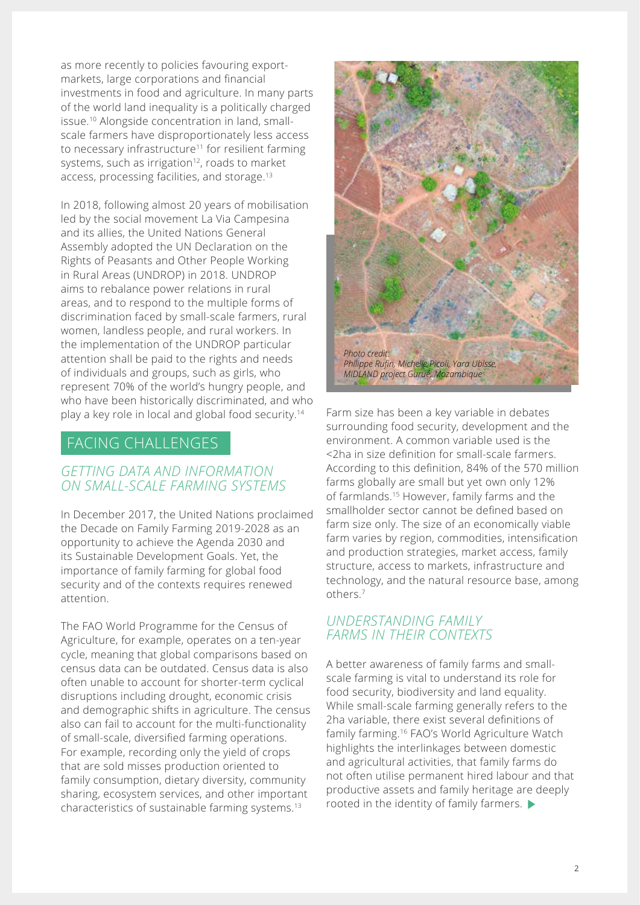as more recently to policies favouring export-markets, large corporations and financial investments in food and agriculture. In many parts of the world land inequality is a politically charged issue.[10] Alongside concentration in land, small-scale farmers have disproportionately less access to necessary infrastructure[11] for resilient farming systems, such as irrigation[12], roads to market access, processing facilities, and storage.[13]

In 2018, following almost 20 years of mobilisation led by the social movement La Via Campesina and its allies, the United Nations General Assembly adopted the UN Declaration on the Rights of Peasants and Other People Working in Rural Areas (UNDROP) in 2018. UNDROP aims to rebalance power relations in rural areas, and to respond to the multiple forms of discrimination faced by small-scale farmers, rural women, landless people, and rural workers. In the implementation of the UNDROP particular attention shall be paid to the rights and needs of individuals and groups, such as girls, who represent 70% of the world's hungry people, and who have been historically discriminated, and who play a key role in local and global food security.[14]

## FACING CHALLENGES

### *GETTING DATA AND INFORMATION ON SMALL-SCALE FARMING SYSTEMS*

In December 2017, the United Nations proclaimed the Decade on Family Farming 2019-2028 as an opportunity to achieve the Agenda 2030 and its Sustainable Development Goals. Yet, the importance of family farming for global food security and of the contexts requires renewed attention.

The FAO World Programme for the Census of Agriculture, for example, operates on a ten-year cycle, meaning that global comparisons based on census data can be outdated. Census data is also often unable to account for shorter-term cyclical disruptions including drought, economic crisis and demographic shifts in agriculture. The census also can fail to account for the multi-functionality of small-scale, diversified farming operations. For example, recording only the yield of crops that are sold misses production oriented to family consumption, dietary diversity, community sharing, ecosystem services, and other important characteristics of sustainable farming systems.[13]

*Photo credit: Philippe Rufin, Michelle Picoli, Yara Ubisse, MIDLAND project Gurué, Mozambique*

Farm size has been a key variable in debates surrounding food security, development and the environment. A common variable used is the <2ha in size definition for small-scale farmers. According to this definition, 84% of the 570 million farms globally are small but yet own only 12% of farmlands.[15] However, family farms and the smallholder sector cannot be defined based on farm size only. The size of an economically viable farm varies by region, commodities, intensification and production strategies, market access, family structure, access to markets, infrastructure and technology, and the natural resource base, among others.[7]

### *UNDERSTANDING FAMILY FARMS IN THEIR CONTEXTS*

A better awareness of family farms and small-scale farming is vital to understand its role for food security, biodiversity and land equality. While small-scale farming generally refers to the 2ha variable, there exist several definitions of family farming.[16] FAO's World Agriculture Watch highlights the interlinkages between domestic and agricultural activities, that family farms do not often utilise permanent hired labour and that productive assets and family heritage are deeply rooted in the identity of family farmers.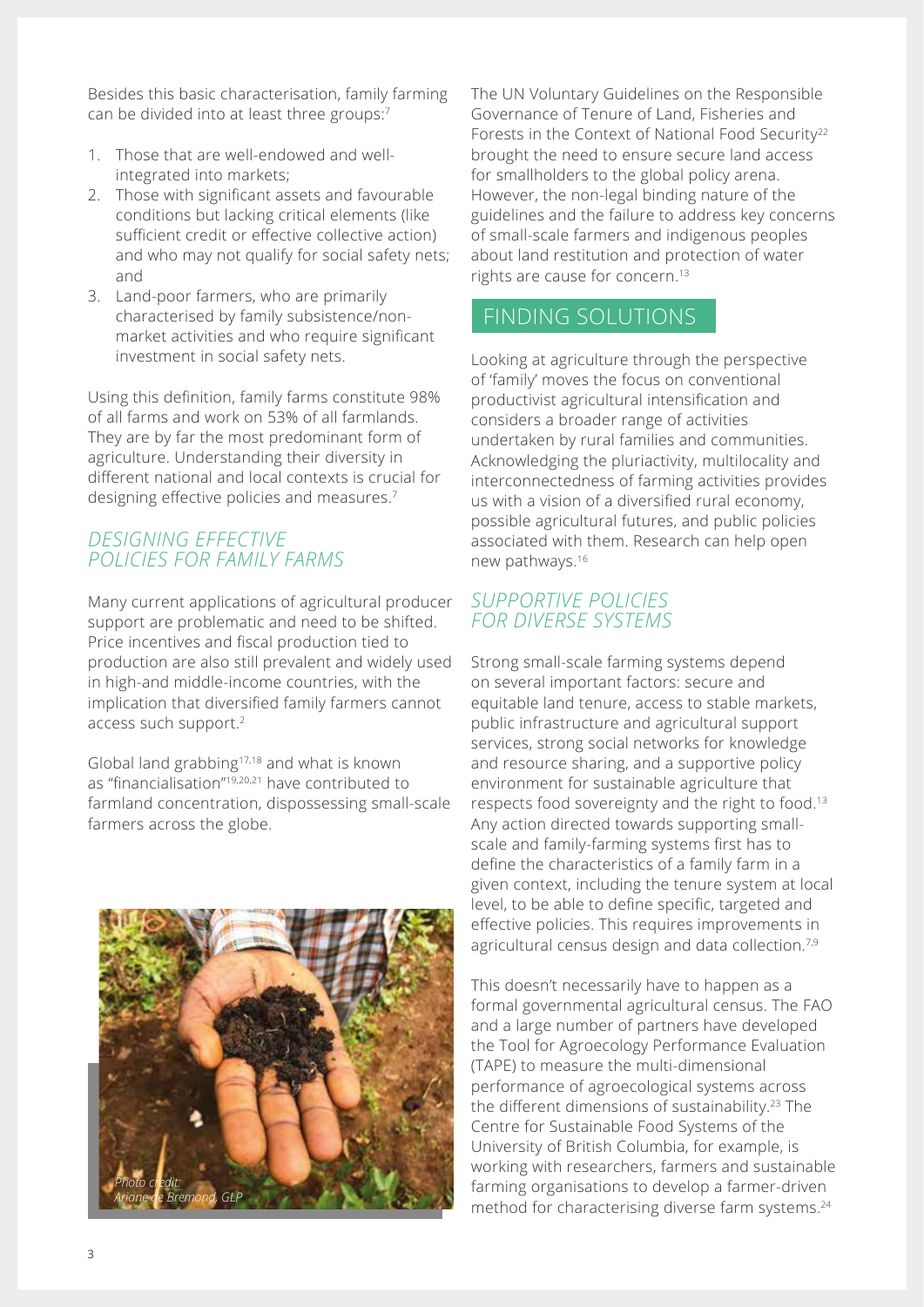Besides this basic characterisation, family farming can be divided into at least three groups:[7]

1. Those that are well-endowed and well-integrated into markets;
2. Those with significant assets and favourable conditions but lacking critical elements (like sufficient credit or effective collective action) and who may not qualify for social safety nets; and
3. Land-poor farmers, who are primarily characterised by family subsistence/non-market activities and who require significant investment in social safety nets.

Using this definition, family farms constitute 98% of all farms and work on 53% of all farmlands. They are by far the most predominant form of agriculture. Understanding their diversity in different national and local contexts is crucial for designing effective policies and measures.[7]

### *DESIGNING EFFECTIVE POLICIES FOR FAMILY FARMS*

Many current applications of agricultural producer support are problematic and need to be shifted. Price incentives and fiscal production tied to production are also still prevalent and widely used in high-and middle-income countries, with the implication that diversified family farmers cannot access such support.[2]

Global land grabbing[17,18] and what is known as "financialisation"[19,20,21] have contributed to farmland concentration, dispossessing small-scale farmers across the globe.

*Photo credit: Ariane de Bremond, GLP*

The UN Voluntary Guidelines on the Responsible Governance of Tenure of Land, Fisheries and Forests in the Context of National Food Security[22] brought the need to ensure secure land access for smallholders to the global policy arena. However, the non-legal binding nature of the guidelines and the failure to address key concerns of small-scale farmers and indigenous peoples about land restitution and protection of water rights are cause for concern.[13]

## FINDING SOLUTIONS

Looking at agriculture through the perspective of 'family' moves the focus on conventional productivist agricultural intensification and considers a broader range of activities undertaken by rural families and communities. Acknowledging the pluriactivity, multilocality and interconnectedness of farming activities provides us with a vision of a diversified rural economy, possible agricultural futures, and public policies associated with them. Research can help open new pathways.[16]

### *SUPPORTIVE POLICIES FOR DIVERSE SYSTEMS*

Strong small-scale farming systems depend on several important factors: secure and equitable land tenure, access to stable markets, public infrastructure and agricultural support services, strong social networks for knowledge and resource sharing, and a supportive policy environment for sustainable agriculture that respects food sovereignty and the right to food.[13] Any action directed towards supporting small-scale and family-farming systems first has to define the characteristics of a family farm in a given context, including the tenure system at local level, to be able to define specific, targeted and effective policies. This requires improvements in agricultural census design and data collection.[7,9]

This doesn't necessarily have to happen as a formal governmental agricultural census. The FAO and a large number of partners have developed the Tool for Agroecology Performance Evaluation (TAPE) to measure the multi-dimensional performance of agroecological systems across the different dimensions of sustainability.[23] The Centre for Sustainable Food Systems of the University of British Columbia, for example, is working with researchers, farmers and sustainable farming organisations to develop a farmer-driven method for characterising diverse farm systems.[24]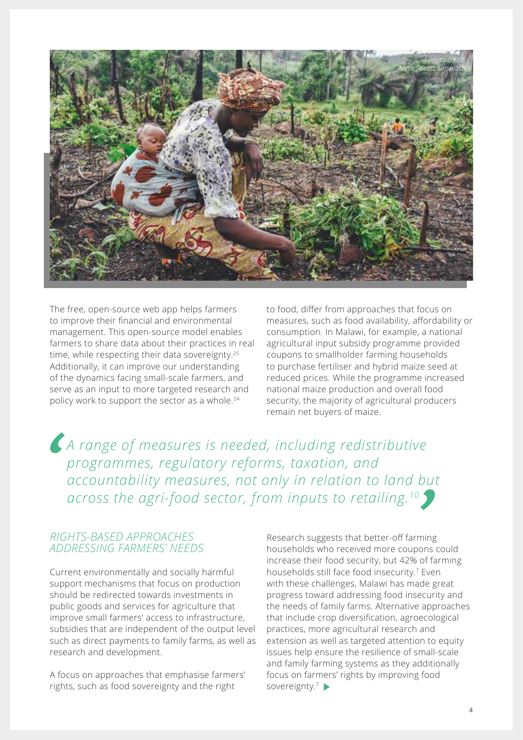Photo credit: Annie Spratt, Unsplash

The free, open-source web app helps farmers to improve their financial and environmental management. This open-source model enables farmers to share data about their practices in real time, while respecting their data sovereignty.[25] Additionally, it can improve our understanding of the dynamics facing small-scale farmers, and serve as an input to more targeted research and policy work to support the sector as a whole.[24]

> *A range of measures is needed, including redistributive programmes, regulatory reforms, taxation, and accountability measures, not only in relation to land but across the agri-food sector, from inputs to retailing.[10]*

## *RIGHTS-BASED APPROACHES ADDRESSING FARMERS' NEEDS*

Current environmentally and socially harmful support mechanisms that focus on production should be redirected towards investments in public goods and services for agriculture that improve small farmers' access to infrastructure, subsidies that are independent of the output level such as direct payments to family farms, as well as research and development.

A focus on approaches that emphasise farmers' rights, such as food sovereignty and the right to food, differ from approaches that focus on measures, such as food availability, affordability or consumption. In Malawi, for example, a national agricultural input subsidy programme provided coupons to smallholder farming households to purchase fertiliser and hybrid maize seed at reduced prices. While the programme increased national maize production and overall food security, the majority of agricultural producers remain net buyers of maize.

Research suggests that better-off farming households who received more coupons could increase their food security, but 42% of farming households still face food insecurity.[7] Even with these challenges, Malawi has made great progress toward addressing food insecurity and the needs of family farms. Alternative approaches that include crop diversification, agroecological practices, more agricultural research and extension as well as targeted attention to equity issues help ensure the resilience of small-scale and family farming systems as they additionally focus on farmers' rights by improving food sovereignty.[7]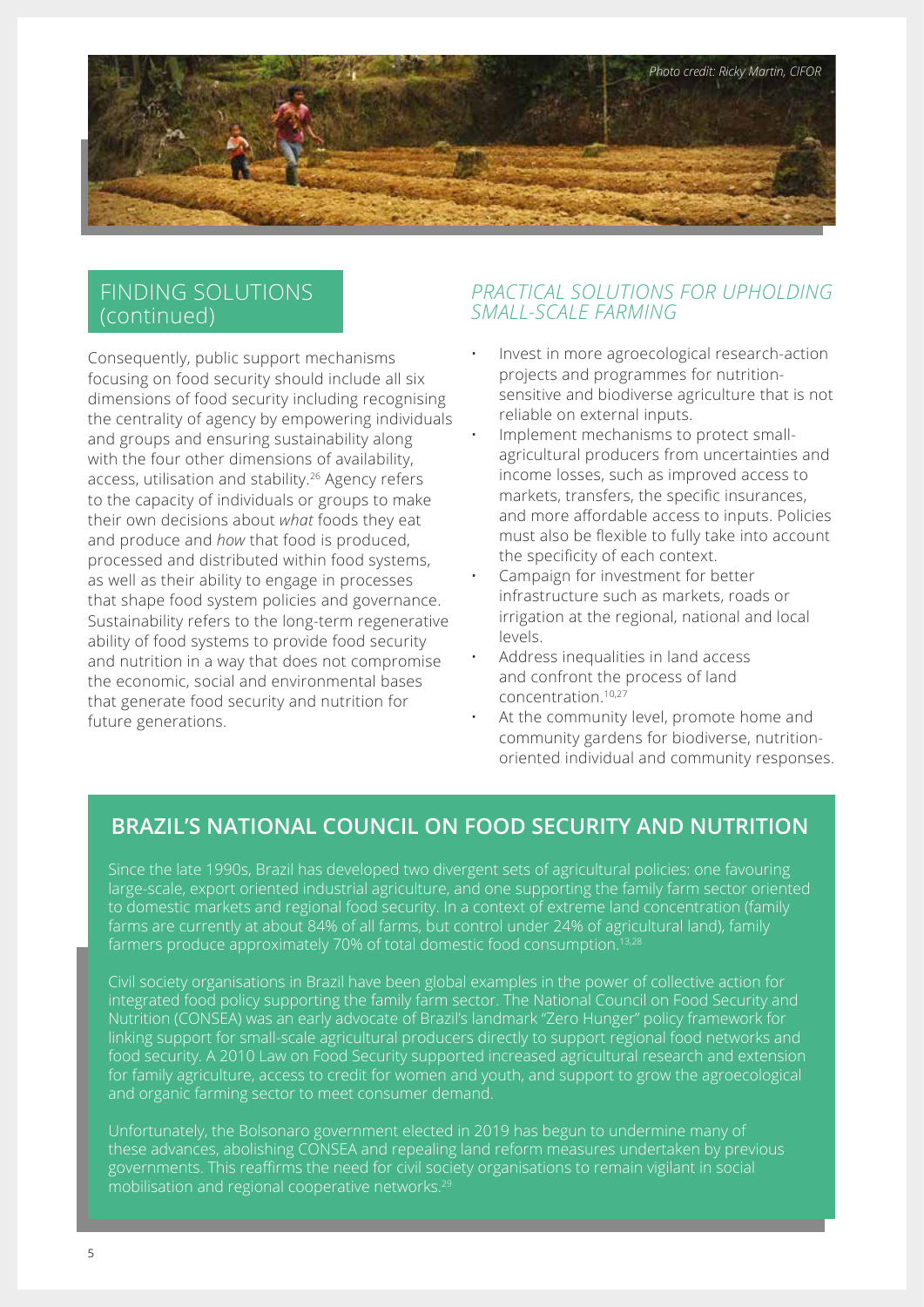Photo credit: Ricky Martin, CIFOR

## FINDING SOLUTIONS (continued)

Consequently, public support mechanisms focusing on food security should include all six dimensions of food security including recognising the centrality of agency by empowering individuals and groups and ensuring sustainability along with the four other dimensions of availability, access, utilisation and stability.[26] Agency refers to the capacity of individuals or groups to make their own decisions about *what* foods they eat and produce and *how* that food is produced, processed and distributed within food systems, as well as their ability to engage in processes that shape food system policies and governance. Sustainability refers to the long-term regenerative ability of food systems to provide food security and nutrition in a way that does not compromise the economic, social and environmental bases that generate food security and nutrition for future generations.

### *PRACTICAL SOLUTIONS FOR UPHOLDING SMALL-SCALE FARMING*

- Invest in more agroecological research-action projects and programmes for nutrition-sensitive and biodiverse agriculture that is not reliable on external inputs.
- Implement mechanisms to protect small-agricultural producers from uncertainties and income losses, such as improved access to markets, transfers, the specific insurances, and more affordable access to inputs. Policies must also be flexible to fully take into account the specificity of each context.
- Campaign for investment for better infrastructure such as markets, roads or irrigation at the regional, national and local levels.
- Address inequalities in land access and confront the process of land concentration.[10,27]
- At the community level, promote home and community gardens for biodiverse, nutrition-oriented individual and community responses.

## BRAZIL'S NATIONAL COUNCIL ON FOOD SECURITY AND NUTRITION

Since the late 1990s, Brazil has developed two divergent sets of agricultural policies: one favouring large-scale, export oriented industrial agriculture, and one supporting the family farm sector oriented to domestic markets and regional food security. In a context of extreme land concentration (family farms are currently at about 84% of all farms, but control under 24% of agricultural land), family farmers produce approximately 70% of total domestic food consumption.[13,28]

Civil society organisations in Brazil have been global examples in the power of collective action for integrated food policy supporting the family farm sector. The National Council on Food Security and Nutrition (CONSEA) was an early advocate of Brazil's landmark "Zero Hunger" policy framework for linking support for small-scale agricultural producers directly to support regional food networks and food security. A 2010 Law on Food Security supported increased agricultural research and extension for family agriculture, access to credit for women and youth, and support to grow the agroecological and organic farming sector to meet consumer demand.

Unfortunately, the Bolsonaro government elected in 2019 has begun to undermine many of these advances, abolishing CONSEA and repealing land reform measures undertaken by previous governments. This reaffirms the need for civil society organisations to remain vigilant in social mobilisation and regional cooperative networks.[29]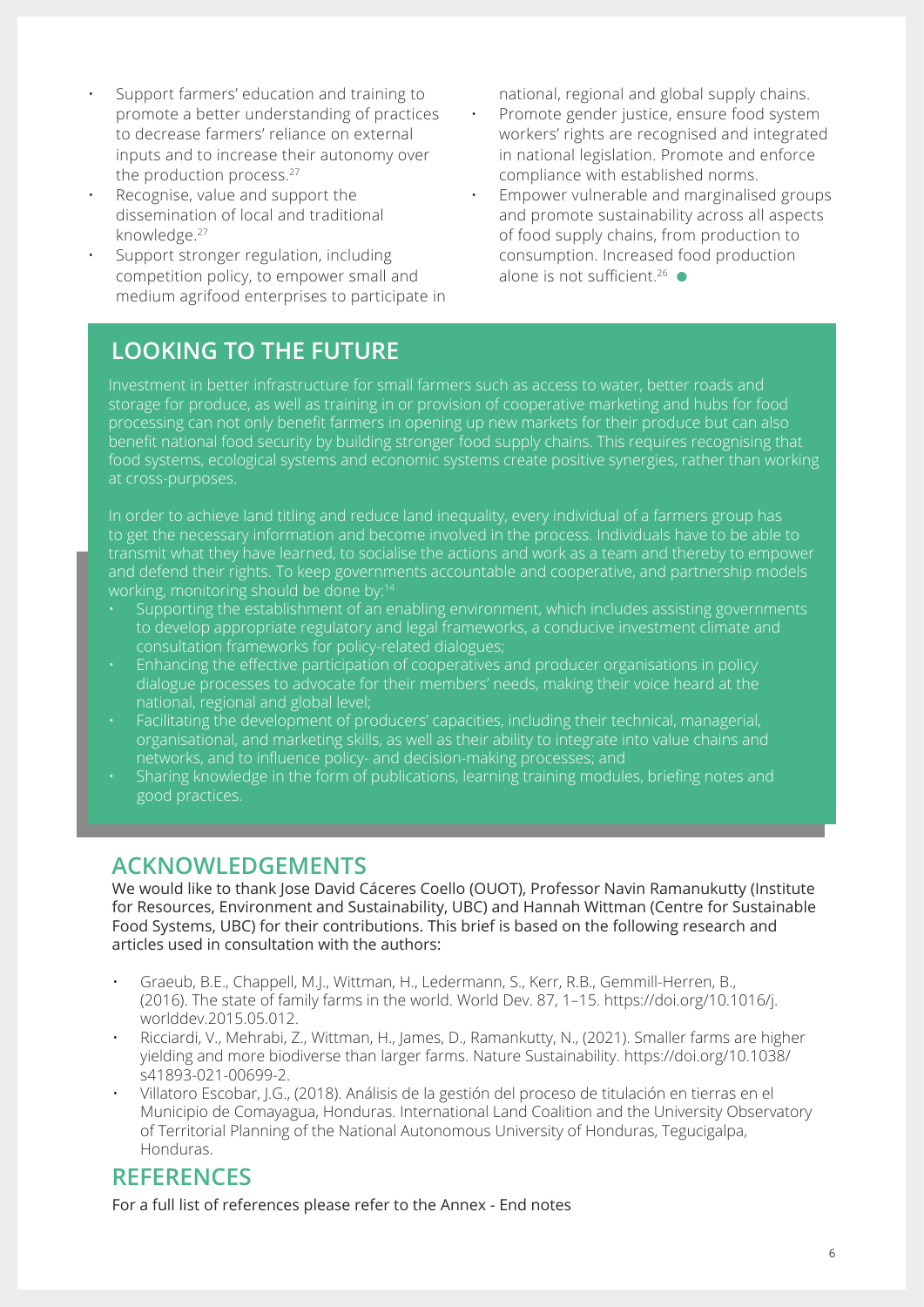- Support farmers' education and training to promote a better understanding of practices to decrease farmers' reliance on external inputs and to increase their autonomy over the production process.[27]
- Recognise, value and support the dissemination of local and traditional knowledge.[27]
- Support stronger regulation, including competition policy, to empower small and medium agrifood enterprises to participate in national, regional and global supply chains.
- Promote gender justice, ensure food system workers' rights are recognised and integrated in national legislation. Promote and enforce compliance with established norms.
- Empower vulnerable and marginalised groups and promote sustainability across all aspects of food supply chains, from production to consumption. Increased food production alone is not sufficient.[26]

## LOOKING TO THE FUTURE

Investment in better infrastructure for small farmers such as access to water, better roads and storage for produce, as well as training in or provision of cooperative marketing and hubs for food processing can not only benefit farmers in opening up new markets for their produce but can also benefit national food security by building stronger food supply chains. This requires recognising that food systems, ecological systems and economic systems create positive synergies, rather than working at cross-purposes.

In order to achieve land titling and reduce land inequality, every individual of a farmers group has to get the necessary information and become involved in the process. Individuals have to be able to transmit what they have learned, to socialise the actions and work as a team and thereby to empower and defend their rights. To keep governments accountable and cooperative, and partnership models working, monitoring should be done by:[14]

- Supporting the establishment of an enabling environment, which includes assisting governments to develop appropriate regulatory and legal frameworks, a conducive investment climate and consultation frameworks for policy-related dialogues;
- Enhancing the effective participation of cooperatives and producer organisations in policy dialogue processes to advocate for their members' needs, making their voice heard at the national, regional and global level;
- Facilitating the development of producers' capacities, including their technical, managerial, organisational, and marketing skills, as well as their ability to integrate into value chains and networks, and to influence policy- and decision-making processes; and
- Sharing knowledge in the form of publications, learning training modules, briefing notes and good practices.

## ACKNOWLEDGEMENTS

We would like to thank Jose David Cáceres Coello (OUOT), Professor Navin Ramanukutty (Institute for Resources, Environment and Sustainability, UBC) and Hannah Wittman (Centre for Sustainable Food Systems, UBC) for their contributions. This brief is based on the following research and articles used in consultation with the authors:

- Graeub, B.E., Chappell, M.J., Wittman, H., Ledermann, S., Kerr, R.B., Gemmill-Herren, B., (2016). The state of family farms in the world. World Dev. 87, 1–15. https://doi.org/10.1016/j.worlddev.2015.05.012.
- Ricciardi, V., Mehrabi, Z., Wittman, H., James, D., Ramankutty, N., (2021). Smaller farms are higher yielding and more biodiverse than larger farms. Nature Sustainability. https://doi.org/10.1038/s41893-021-00699-2.
- Villatoro Escobar, J.G., (2018). Análisis de la gestión del proceso de titulación en tierras en el Municipio de Comayagua, Honduras. International Land Coalition and the University Observatory of Territorial Planning of the National Autonomous University of Honduras, Tegucigalpa, Honduras.

## REFERENCES

For a full list of references please refer to the Annex - End notes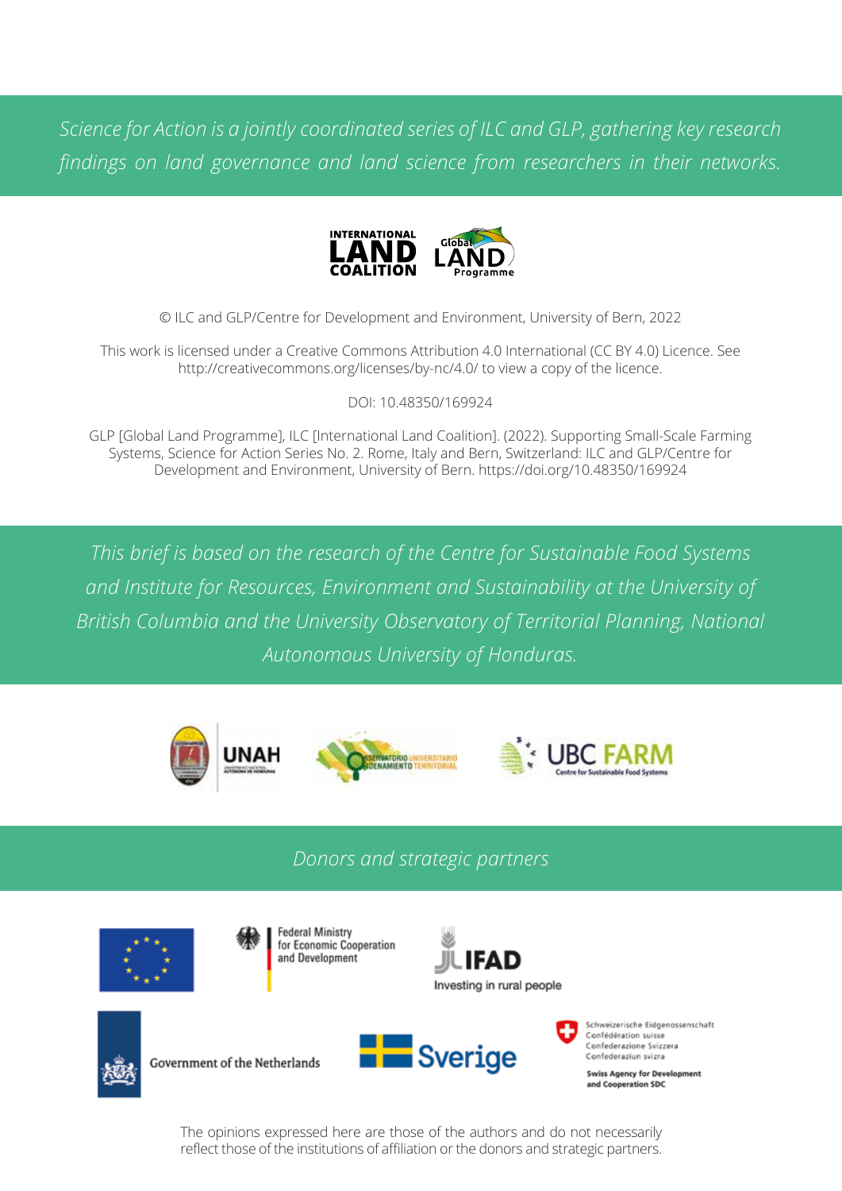*Science for Action is a jointly coordinated series of ILC and GLP, gathering key research findings on land governance and land science from researchers in their networks.*

© ILC and GLP/Centre for Development and Environment, University of Bern, 2022

This work is licensed under a Creative Commons Attribution 4.0 International (CC BY 4.0) Licence. See http://creativecommons.org/licenses/by-nc/4.0/ to view a copy of the licence.

DOI: 10.48350/169924

GLP [Global Land Programme], ILC [International Land Coalition]. (2022). Supporting Small-Scale Farming Systems, Science for Action Series No. 2. Rome, Italy and Bern, Switzerland: ILC and GLP/Centre for Development and Environment, University of Bern. https://doi.org/10.48350/169924

*This brief is based on the research of the Centre for Sustainable Food Systems and Institute for Resources, Environment and Sustainability at the University of British Columbia and the University Observatory of Territorial Planning, National Autonomous University of Honduras.*

*Donors and strategic partners*

The opinions expressed here are those of the authors and do not necessarily reflect those of the institutions of affiliation or the donors and strategic partners.